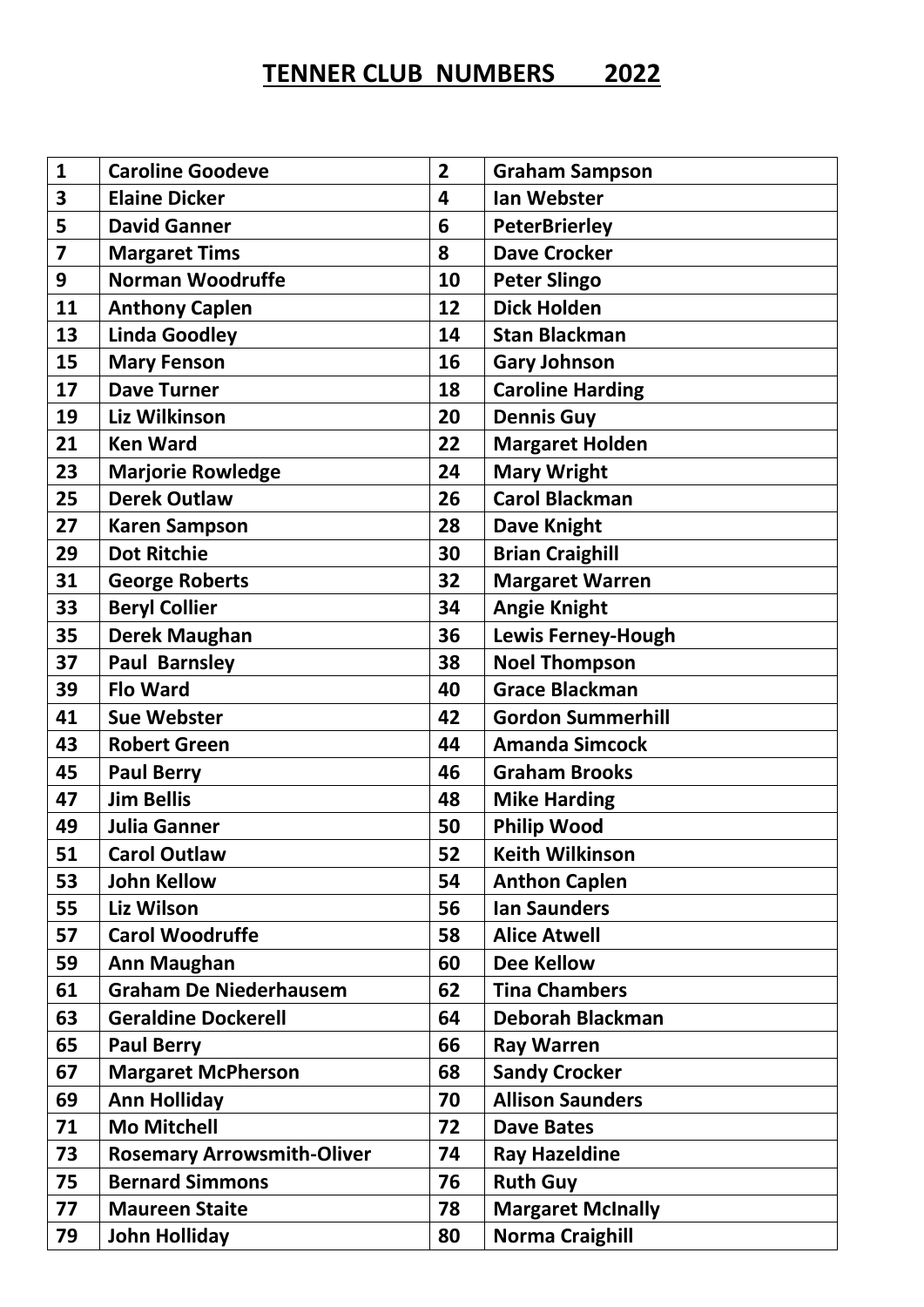# TENNER CLUB NUMBERS 2022

| 1 | Caroline Goodeve | 2 | Graham Sampson |
|---|---|---|---|
| 3 | Elaine Dicker | 4 | Ian Webster |
| 5 | David Ganner | 6 | PeterBrierley |
| 7 | Margaret Tims | 8 | Dave Crocker |
| 9 | Norman Woodruffe | 10 | Peter Slingo |
| 11 | Anthony Caplen | 12 | Dick Holden |
| 13 | Linda Goodley | 14 | Stan Blackman |
| 15 | Mary Fenson | 16 | Gary Johnson |
| 17 | Dave Turner | 18 | Caroline Harding |
| 19 | Liz Wilkinson | 20 | Dennis Guy |
| 21 | Ken Ward | 22 | Margaret Holden |
| 23 | Marjorie Rowledge | 24 | Mary Wright |
| 25 | Derek Outlaw | 26 | Carol Blackman |
| 27 | Karen Sampson | 28 | Dave Knight |
| 29 | Dot Ritchie | 30 | Brian Craighill |
| 31 | George Roberts | 32 | Margaret Warren |
| 33 | Beryl Collier | 34 | Angie Knight |
| 35 | Derek Maughan | 36 | Lewis Ferney-Hough |
| 37 | Paul Barnsley | 38 | Noel Thompson |
| 39 | Flo Ward | 40 | Grace Blackman |
| 41 | Sue Webster | 42 | Gordon Summerhill |
| 43 | Robert Green | 44 | Amanda Simcock |
| 45 | Paul Berry | 46 | Graham Brooks |
| 47 | Jim Bellis | 48 | Mike Harding |
| 49 | Julia Ganner | 50 | Philip Wood |
| 51 | Carol Outlaw | 52 | Keith Wilkinson |
| 53 | John Kellow | 54 | Anthon Caplen |
| 55 | Liz Wilson | 56 | Ian Saunders |
| 57 | Carol Woodruffe | 58 | Alice Atwell |
| 59 | Ann Maughan | 60 | Dee Kellow |
| 61 | Graham De Niederhausem | 62 | Tina Chambers |
| 63 | Geraldine Dockerell | 64 | Deborah Blackman |
| 65 | Paul Berry | 66 | Ray Warren |
| 67 | Margaret McPherson | 68 | Sandy Crocker |
| 69 | Ann Holliday | 70 | Allison Saunders |
| 71 | Mo Mitchell | 72 | Dave Bates |
| 73 | Rosemary Arrowsmith-Oliver | 74 | Ray Hazeldine |
| 75 | Bernard Simmons | 76 | Ruth Guy |
| 77 | Maureen Staite | 78 | Margaret McInally |
| 79 | John Holliday | 80 | Norma Craighill |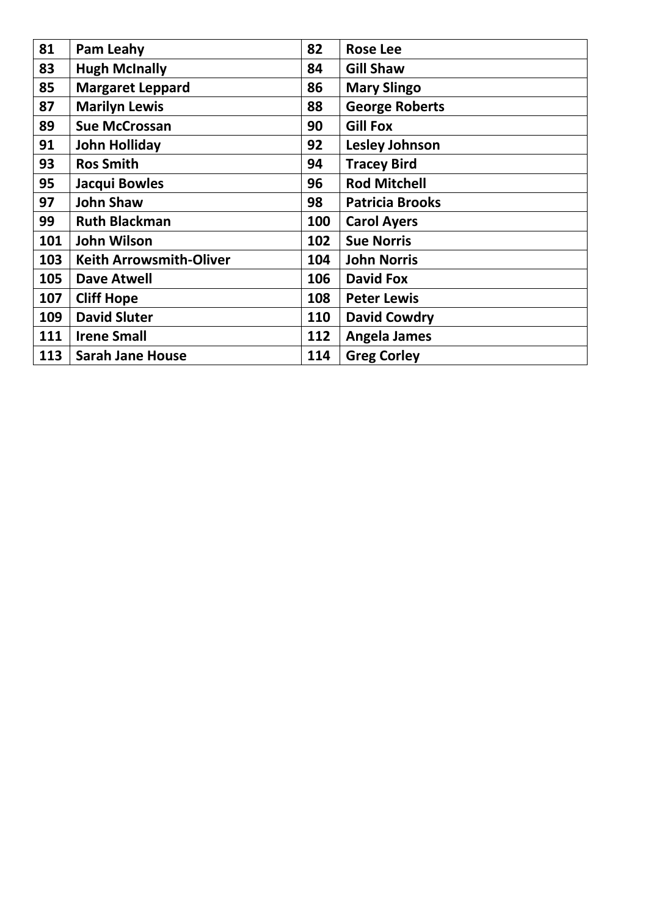| | | | |
|---|---|---|---|
| **81** | **Pam Leahy** | **82** | **Rose Lee** |
| **83** | **Hugh McInally** | **84** | **Gill Shaw** |
| **85** | **Margaret Leppard** | **86** | **Mary Slingo** |
| **87** | **Marilyn Lewis** | **88** | **George Roberts** |
| **89** | **Sue McCrossan** | **90** | **Gill Fox** |
| **91** | **John Holliday** | **92** | **Lesley Johnson** |
| **93** | **Ros Smith** | **94** | **Tracey Bird** |
| **95** | **Jacqui Bowles** | **96** | **Rod Mitchell** |
| **97** | **John Shaw** | **98** | **Patricia Brooks** |
| **99** | **Ruth Blackman** | **100** | **Carol Ayers** |
| **101** | **John Wilson** | **102** | **Sue Norris** |
| **103** | **Keith Arrowsmith-Oliver** | **104** | **John Norris** |
| **105** | **Dave Atwell** | **106** | **David Fox** |
| **107** | **Cliff Hope** | **108** | **Peter Lewis** |
| **109** | **David Sluter** | **110** | **David Cowdry** |
| **111** | **Irene Small** | **112** | **Angela James** |
| **113** | **Sarah Jane House** | **114** | **Greg Corley** |